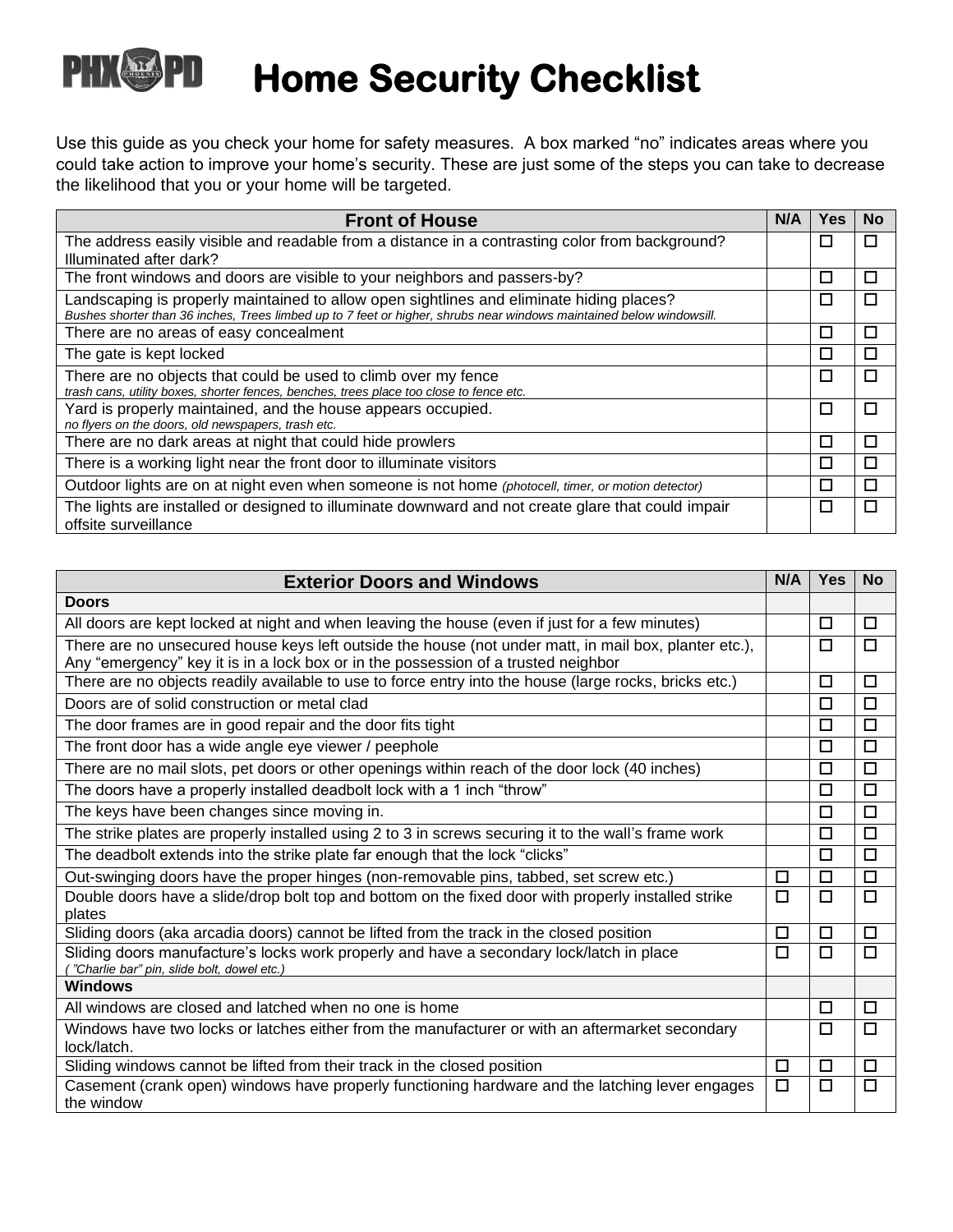# Home Security Checklist

Use this guide as you check your home for safety measures. A box marked "no" indicates areas where you could take action to improve your home's security. These are just some of the steps you can take to decrease the likelihood that you or your home will be targeted.

| Front of House | N/A | Yes | No |
|---|---|---|---|
| The address easily visible and readable from a distance in a contrasting color from background? Illuminated after dark? | | ☐ | ☐ |
| The front windows and doors are visible to your neighbors and passers-by? | | ☐ | ☐ |
| Landscaping is properly maintained to allow open sightlines and eliminate hiding places? *Bushes shorter than 36 inches, Trees limbed up to 7 feet or higher, shrubs near windows maintained below windowsill.* | | ☐ | ☐ |
| There are no areas of easy concealment | | ☐ | ☐ |
| The gate is kept locked | | ☐ | ☐ |
| There are no objects that could be used to climb over my fence *trash cans, utility boxes, shorter fences, benches, trees place too close to fence etc.* | | ☐ | ☐ |
| Yard is properly maintained, and the house appears occupied. *no flyers on the doors, old newspapers, trash etc.* | | ☐ | ☐ |
| There are no dark areas at night that could hide prowlers | | ☐ | ☐ |
| There is a working light near the front door to illuminate visitors | | ☐ | ☐ |
| Outdoor lights are on at night even when someone is not home *(photocell, timer, or motion detector)* | | ☐ | ☐ |
| The lights are installed or designed to illuminate downward and not create glare that could impair offsite surveillance | | ☐ | ☐ |

| Exterior Doors and Windows | N/A | Yes | No |
|---|---|---|---|
| **Doors** | | | |
| All doors are kept locked at night and when leaving the house (even if just for a few minutes) | | ☐ | ☐ |
| There are no unsecured house keys left outside the house (not under matt, in mail box, planter etc.), Any "emergency" key it is in a lock box or in the possession of a trusted neighbor | | ☐ | ☐ |
| There are no objects readily available to use to force entry into the house (large rocks, bricks etc.) | | ☐ | ☐ |
| Doors are of solid construction or metal clad | | ☐ | ☐ |
| The door frames are in good repair and the door fits tight | | ☐ | ☐ |
| The front door has a wide angle eye viewer / peephole | | ☐ | ☐ |
| There are no mail slots, pet doors or other openings within reach of the door lock (40 inches) | | ☐ | ☐ |
| The doors have a properly installed deadbolt lock with a 1 inch "throw" | | ☐ | ☐ |
| The keys have been changes since moving in. | | ☐ | ☐ |
| The strike plates are properly installed using 2 to 3 in screws securing it to the wall's frame work | | ☐ | ☐ |
| The deadbolt extends into the strike plate far enough that the lock "clicks" | | ☐ | ☐ |
| Out-swinging doors have the proper hinges (non-removable pins, tabbed, set screw etc.) | ☐ | ☐ | ☐ |
| Double doors have a slide/drop bolt top and bottom on the fixed door with properly installed strike plates | ☐ | ☐ | ☐ |
| Sliding doors (aka arcadia doors) cannot be lifted from the track in the closed position | ☐ | ☐ | ☐ |
| Sliding doors manufacture's locks work properly and have a secondary lock/latch in place *( "Charlie bar" pin, slide bolt, dowel etc.)* | ☐ | ☐ | ☐ |
| **Windows** | | | |
| All windows are closed and latched when no one is home | | ☐ | ☐ |
| Windows have two locks or latches either from the manufacturer or with an aftermarket secondary lock/latch. | | ☐ | ☐ |
| Sliding windows cannot be lifted from their track in the closed position | ☐ | ☐ | ☐ |
| Casement (crank open) windows have properly functioning hardware and the latching lever engages the window | ☐ | ☐ | ☐ |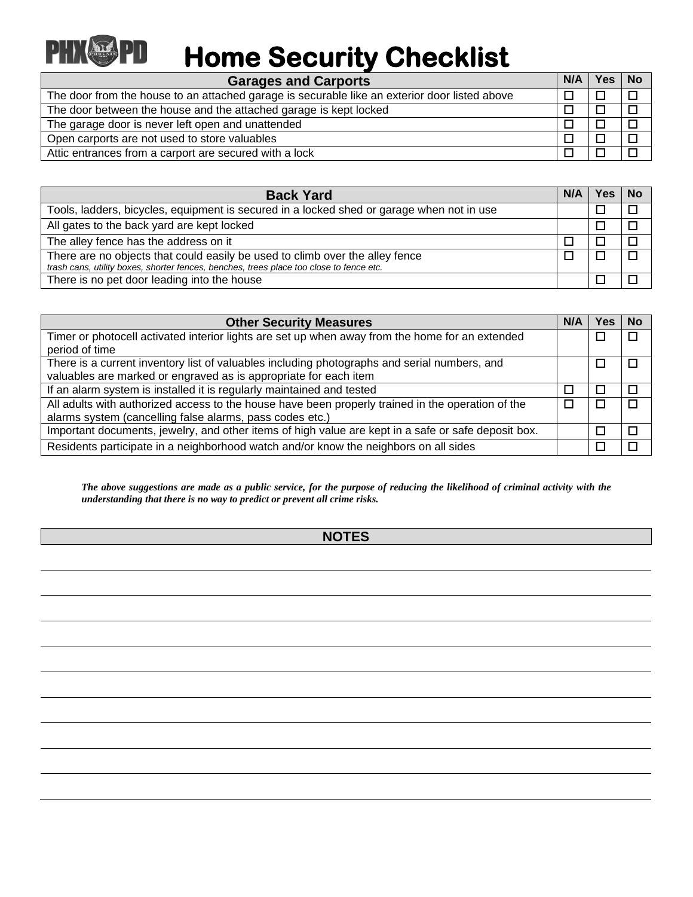# Home Security Checklist

| Garages and Carports | N/A | Yes | No |
|---|---|---|---|
| The door from the house to an attached garage is securable like an exterior door listed above | ☐ | ☐ | ☐ |
| The door between the house and the attached garage is kept locked | ☐ | ☐ | ☐ |
| The garage door is never left open and unattended | ☐ | ☐ | ☐ |
| Open carports are not used to store valuables | ☐ | ☐ | ☐ |
| Attic entrances from a carport are secured with a lock | ☐ | ☐ | ☐ |

| Back Yard | N/A | Yes | No |
|---|---|---|---|
| Tools, ladders, bicycles, equipment is secured in a locked shed or garage when not in use | | ☐ | ☐ |
| All gates to the back yard are kept locked | | ☐ | ☐ |
| The alley fence has the address on it | ☐ | ☐ | ☐ |
| There are no objects that could easily be used to climb over the alley fence *trash cans, utility boxes, shorter fences, benches, trees place too close to fence etc.* | ☐ | ☐ | ☐ |
| There is no pet door leading into the house | | ☐ | ☐ |

| Other Security Measures | N/A | Yes | No |
|---|---|---|---|
| Timer or photocell activated interior lights are set up when away from the home for an extended period of time | | ☐ | ☐ |
| There is a current inventory list of valuables including photographs and serial numbers, and valuables are marked or engraved as is appropriate for each item | | ☐ | ☐ |
| If an alarm system is installed it is regularly maintained and tested | ☐ | ☐ | ☐ |
| All adults with authorized access to the house have been properly trained in the operation of the alarms system (cancelling false alarms, pass codes etc.) | ☐ | ☐ | ☐ |
| Important documents, jewelry, and other items of high value are kept in a safe or safe deposit box. | | ☐ | ☐ |
| Residents participate in a neighborhood watch and/or know the neighbors on all sides | | ☐ | ☐ |

***The above suggestions are made as a public service, for the purpose of reducing the likelihood of criminal activity with the understanding that there is no way to predict or prevent all crime risks.***

## NOTES